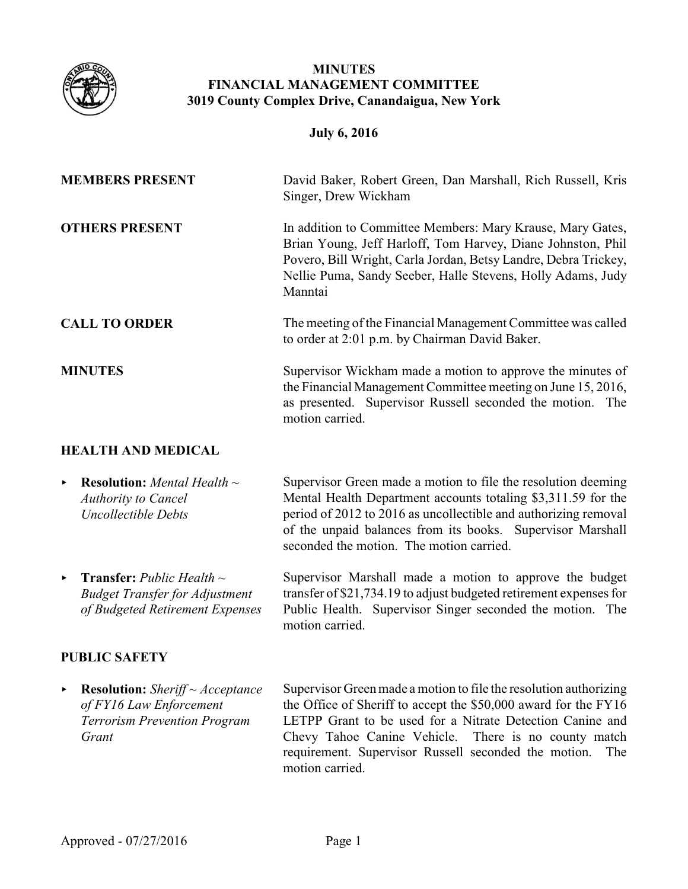# MINUTES
# FINANCIAL MANAGEMENT COMMITTEE
## 3019 County Complex Drive, Canandaigua, New York

**July 6, 2016**

**MEMBERS PRESENT** David Baker, Robert Green, Dan Marshall, Rich Russell, Kris Singer, Drew Wickham

**OTHERS PRESENT** In addition to Committee Members: Mary Krause, Mary Gates, Brian Young, Jeff Harloff, Tom Harvey, Diane Johnston, Phil Povero, Bill Wright, Carla Jordan, Betsy Landre, Debra Trickey, Nellie Puma, Sandy Seeber, Halle Stevens, Holly Adams, Judy Manntai

**CALL TO ORDER** The meeting of the Financial Management Committee was called to order at 2:01 p.m. by Chairman David Baker.

**MINUTES** Supervisor Wickham made a motion to approve the minutes of the Financial Management Committee meeting on June 15, 2016, as presented. Supervisor Russell seconded the motion. The motion carried.

### HEALTH AND MEDICAL

- **Resolution:** *Mental Health ~ Authority to Cancel Uncollectible Debts*

  Supervisor Green made a motion to file the resolution deeming Mental Health Department accounts totaling $3,311.59 for the period of 2012 to 2016 as uncollectible and authorizing removal of the unpaid balances from its books. Supervisor Marshall seconded the motion. The motion carried.

- **Transfer:** *Public Health ~ Budget Transfer for Adjustment of Budgeted Retirement Expenses*

  Supervisor Marshall made a motion to approve the budget transfer of $21,734.19 to adjust budgeted retirement expenses for Public Health. Supervisor Singer seconded the motion. The motion carried.

### PUBLIC SAFETY

- **Resolution:** *Sheriff ~ Acceptance of FY16 Law Enforcement Terrorism Prevention Program Grant*

  Supervisor Green made a motion to file the resolution authorizing the Office of Sheriff to accept the $50,000 award for the FY16 LETPP Grant to be used for a Nitrate Detection Canine and Chevy Tahoe Canine Vehicle. There is no county match requirement. Supervisor Russell seconded the motion. The motion carried.

Approved - 07/27/2016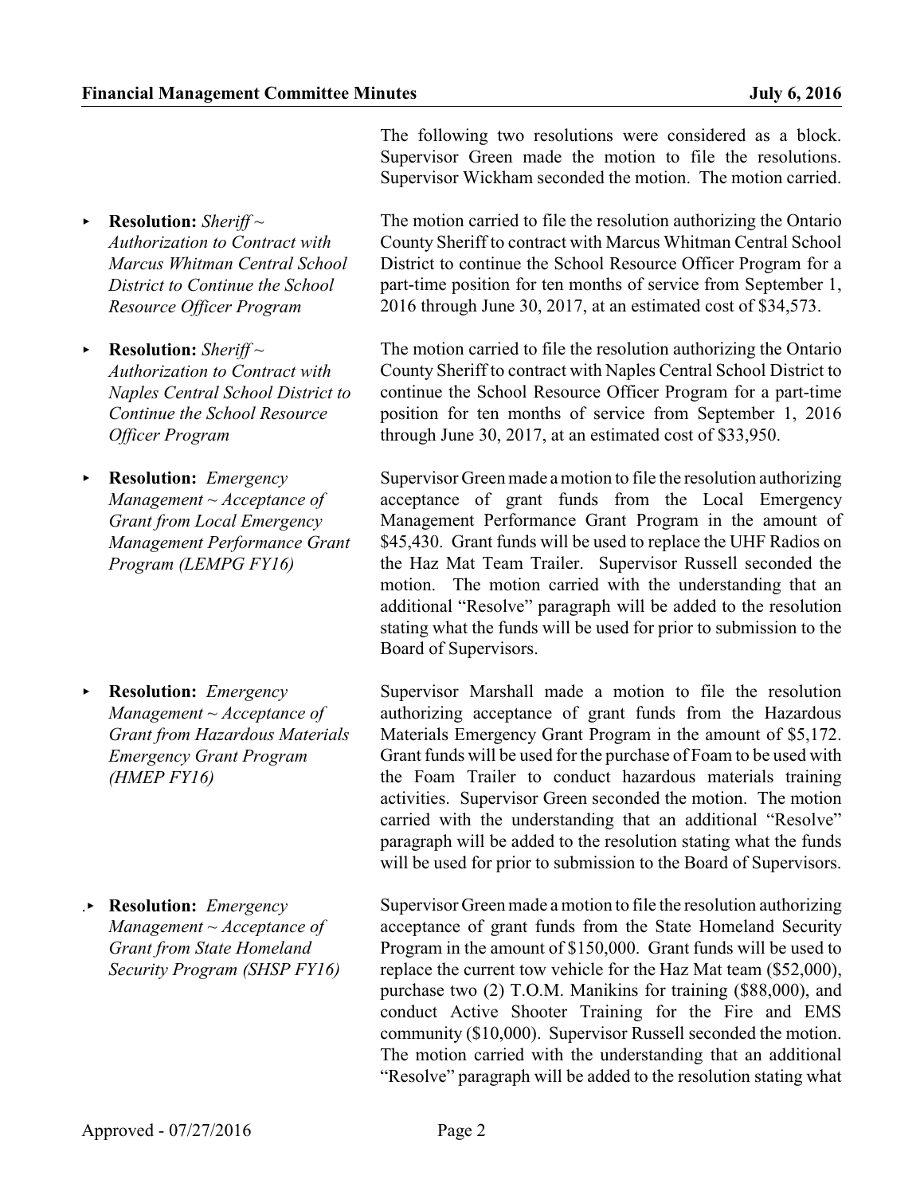The following two resolutions were considered as a block. Supervisor Green made the motion to file the resolutions. Supervisor Wickham seconded the motion. The motion carried.

- **Resolution:** *Sheriff ~ Authorization to Contract with Marcus Whitman Central School District to Continue the School Resource Officer Program*

  The motion carried to file the resolution authorizing the Ontario County Sheriff to contract with Marcus Whitman Central School District to continue the School Resource Officer Program for a part-time position for ten months of service from September 1, 2016 through June 30, 2017, at an estimated cost of $34,573.

- **Resolution:** *Sheriff ~ Authorization to Contract with Naples Central School District to Continue the School Resource Officer Program*

  The motion carried to file the resolution authorizing the Ontario County Sheriff to contract with Naples Central School District to continue the School Resource Officer Program for a part-time position for ten months of service from September 1, 2016 through June 30, 2017, at an estimated cost of $33,950.

- **Resolution:** *Emergency Management ~ Acceptance of Grant from Local Emergency Management Performance Grant Program (LEMPG FY16)*

  Supervisor Green made a motion to file the resolution authorizing acceptance of grant funds from the Local Emergency Management Performance Grant Program in the amount of $45,430. Grant funds will be used to replace the UHF Radios on the Haz Mat Team Trailer. Supervisor Russell seconded the motion. The motion carried with the understanding that an additional "Resolve" paragraph will be added to the resolution stating what the funds will be used for prior to submission to the Board of Supervisors.

- **Resolution:** *Emergency Management ~ Acceptance of Grant from Hazardous Materials Emergency Grant Program (HMEP FY16)*

  Supervisor Marshall made a motion to file the resolution authorizing acceptance of grant funds from the Hazardous Materials Emergency Grant Program in the amount of $5,172. Grant funds will be used for the purchase of Foam to be used with the Foam Trailer to conduct hazardous materials training activities. Supervisor Green seconded the motion. The motion carried with the understanding that an additional "Resolve" paragraph will be added to the resolution stating what the funds will be used for prior to submission to the Board of Supervisors.

- **Resolution:** *Emergency Management ~ Acceptance of Grant from State Homeland Security Program (SHSP FY16)*

  Supervisor Green made a motion to file the resolution authorizing acceptance of grant funds from the State Homeland Security Program in the amount of $150,000. Grant funds will be used to replace the current tow vehicle for the Haz Mat team ($52,000), purchase two (2) T.O.M. Manikins for training ($88,000), and conduct Active Shooter Training for the Fire and EMS community ($10,000). Supervisor Russell seconded the motion. The motion carried with the understanding that an additional "Resolve" paragraph will be added to the resolution stating what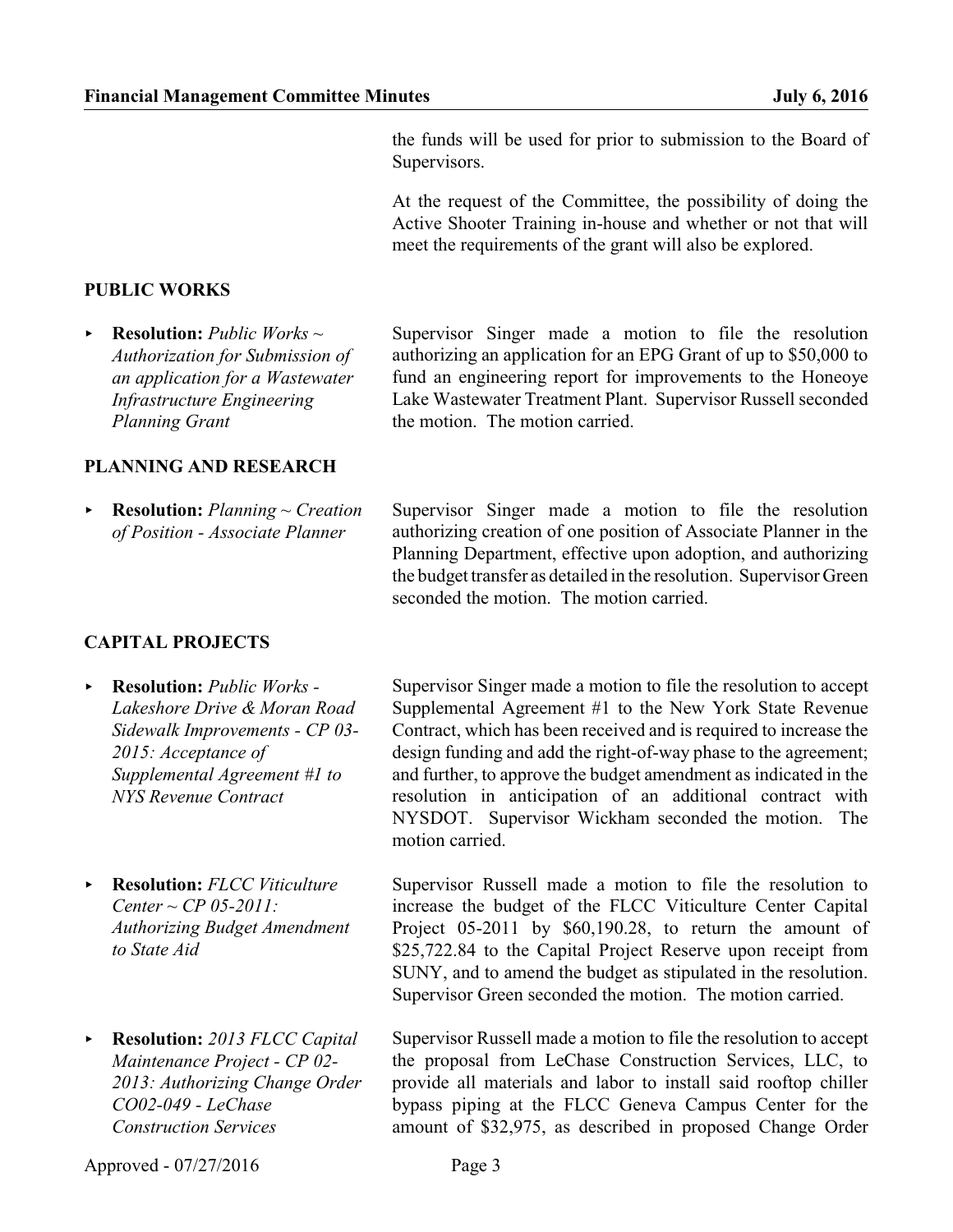the funds will be used for prior to submission to the Board of Supervisors.

At the request of the Committee, the possibility of doing the Active Shooter Training in-house and whether or not that will meet the requirements of the grant will also be explored.

## PUBLIC WORKS

- **Resolution:** *Public Works ~ Authorization for Submission of an application for a Wastewater Infrastructure Engineering Planning Grant*

  Supervisor Singer made a motion to file the resolution authorizing an application for an EPG Grant of up to $50,000 to fund an engineering report for improvements to the Honeoye Lake Wastewater Treatment Plant. Supervisor Russell seconded the motion. The motion carried.

## PLANNING AND RESEARCH

- **Resolution:** *Planning ~ Creation of Position - Associate Planner*

  Supervisor Singer made a motion to file the resolution authorizing creation of one position of Associate Planner in the Planning Department, effective upon adoption, and authorizing the budget transfer as detailed in the resolution. Supervisor Green seconded the motion. The motion carried.

## CAPITAL PROJECTS

- **Resolution:** *Public Works - Lakeshore Drive & Moran Road Sidewalk Improvements - CP 03-2015: Acceptance of Supplemental Agreement #1 to NYS Revenue Contract*

  Supervisor Singer made a motion to file the resolution to accept Supplemental Agreement #1 to the New York State Revenue Contract, which has been received and is required to increase the design funding and add the right-of-way phase to the agreement; and further, to approve the budget amendment as indicated in the resolution in anticipation of an additional contract with NYSDOT. Supervisor Wickham seconded the motion. The motion carried.

- **Resolution:** *FLCC Viticulture Center ~ CP 05-2011: Authorizing Budget Amendment to State Aid*

  Supervisor Russell made a motion to file the resolution to increase the budget of the FLCC Viticulture Center Capital Project 05-2011 by $60,190.28, to return the amount of $25,722.84 to the Capital Project Reserve upon receipt from SUNY, and to amend the budget as stipulated in the resolution. Supervisor Green seconded the motion. The motion carried.

- **Resolution:** *2013 FLCC Capital Maintenance Project - CP 02-2013: Authorizing Change Order CO02-049 - LeChase Construction Services*

  Supervisor Russell made a motion to file the resolution to accept the proposal from LeChase Construction Services, LLC, to provide all materials and labor to install said rooftop chiller bypass piping at the FLCC Geneva Campus Center for the amount of $32,975, as described in proposed Change Order

Approved - 07/27/2016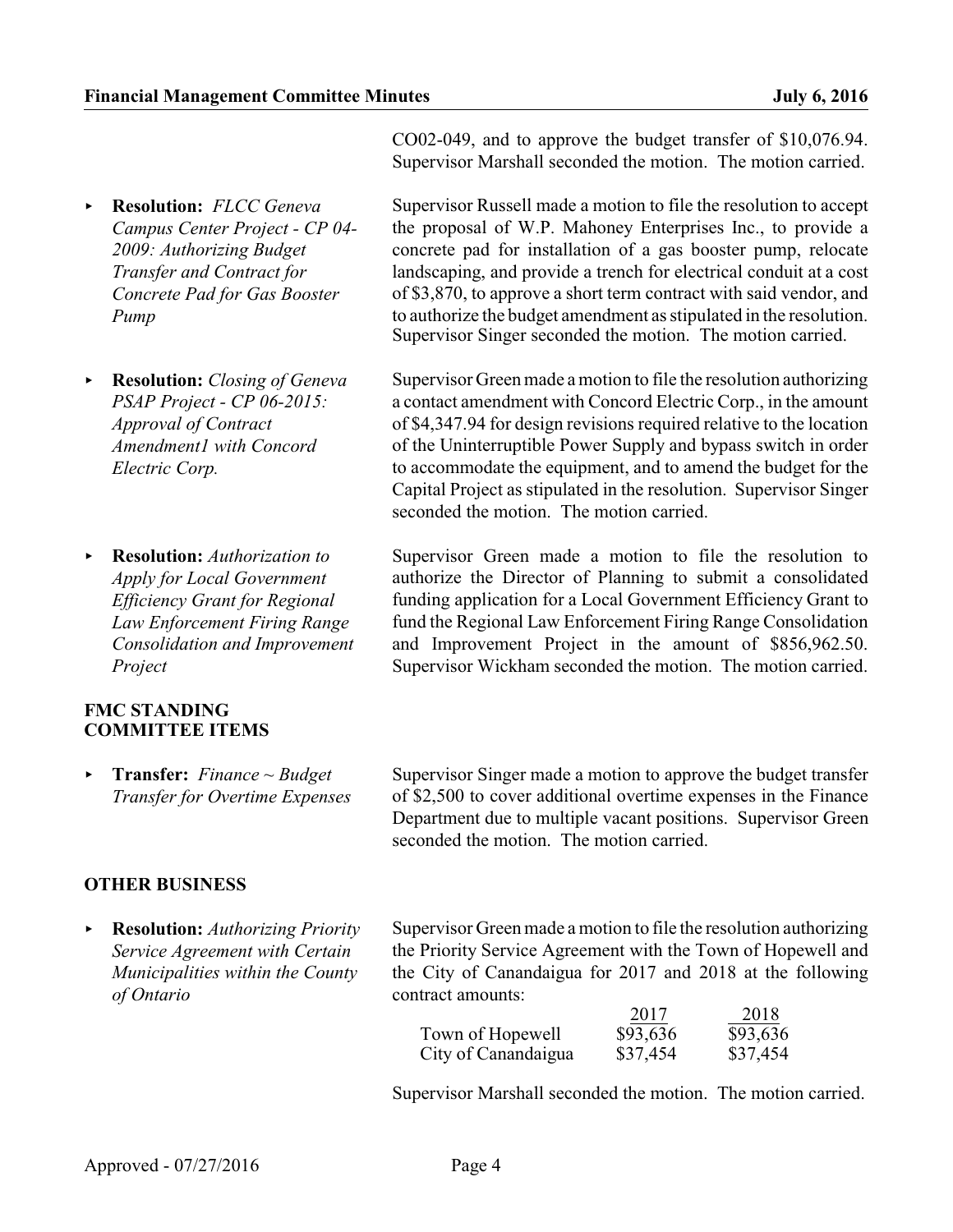CO02-049, and to approve the budget transfer of $10,076.94. Supervisor Marshall seconded the motion. The motion carried.

- **Resolution:** *FLCC Geneva Campus Center Project - CP 04-2009: Authorizing Budget Transfer and Contract for Concrete Pad for Gas Booster Pump*

Supervisor Russell made a motion to file the resolution to accept the proposal of W.P. Mahoney Enterprises Inc., to provide a concrete pad for installation of a gas booster pump, relocate landscaping, and provide a trench for electrical conduit at a cost of $3,870, to approve a short term contract with said vendor, and to authorize the budget amendment as stipulated in the resolution. Supervisor Singer seconded the motion. The motion carried.

- **Resolution:** *Closing of Geneva PSAP Project - CP 06-2015: Approval of Contract Amendment1 with Concord Electric Corp.*

Supervisor Green made a motion to file the resolution authorizing a contact amendment with Concord Electric Corp., in the amount of $4,347.94 for design revisions required relative to the location of the Uninterruptible Power Supply and bypass switch in order to accommodate the equipment, and to amend the budget for the Capital Project as stipulated in the resolution. Supervisor Singer seconded the motion. The motion carried.

- **Resolution:** *Authorization to Apply for Local Government Efficiency Grant for Regional Law Enforcement Firing Range Consolidation and Improvement Project*

Supervisor Green made a motion to file the resolution to authorize the Director of Planning to submit a consolidated funding application for a Local Government Efficiency Grant to fund the Regional Law Enforcement Firing Range Consolidation and Improvement Project in the amount of $856,962.50. Supervisor Wickham seconded the motion. The motion carried.

**FMC STANDING COMMITTEE ITEMS**

- **Transfer:** *Finance ~ Budget Transfer for Overtime Expenses*

Supervisor Singer made a motion to approve the budget transfer of $2,500 to cover additional overtime expenses in the Finance Department due to multiple vacant positions. Supervisor Green seconded the motion. The motion carried.

**OTHER BUSINESS**

- **Resolution:** *Authorizing Priority Service Agreement with Certain Municipalities within the County of Ontario*

Supervisor Green made a motion to file the resolution authorizing the Priority Service Agreement with the Town of Hopewell and the City of Canandaigua for 2017 and 2018 at the following contract amounts:

| | 2017 | 2018 |
|---|---|---|
| Town of Hopewell | $93,636 | $93,636 |
| City of Canandaigua | $37,454 | $37,454 |

Supervisor Marshall seconded the motion. The motion carried.

Approved - 07/27/2016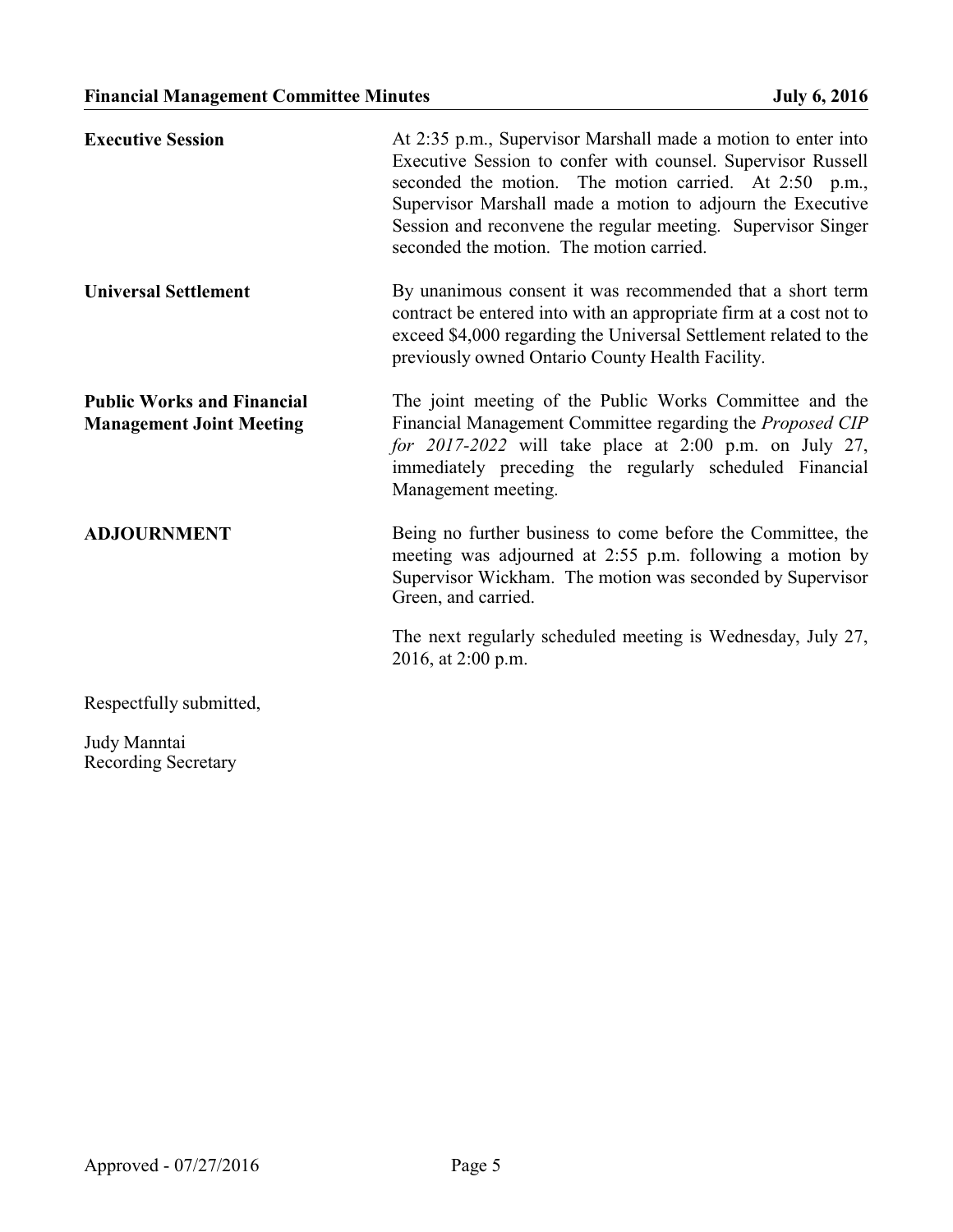**Executive Session**

At 2:35 p.m., Supervisor Marshall made a motion to enter into Executive Session to confer with counsel. Supervisor Russell seconded the motion. The motion carried. At 2:50 p.m., Supervisor Marshall made a motion to adjourn the Executive Session and reconvene the regular meeting. Supervisor Singer seconded the motion. The motion carried.

**Universal Settlement**

By unanimous consent it was recommended that a short term contract be entered into with an appropriate firm at a cost not to exceed $4,000 regarding the Universal Settlement related to the previously owned Ontario County Health Facility.

**Public Works and Financial Management Joint Meeting**

The joint meeting of the Public Works Committee and the Financial Management Committee regarding the *Proposed CIP for 2017-2022* will take place at 2:00 p.m. on July 27, immediately preceding the regularly scheduled Financial Management meeting.

**ADJOURNMENT**

Being no further business to come before the Committee, the meeting was adjourned at 2:55 p.m. following a motion by Supervisor Wickham. The motion was seconded by Supervisor Green, and carried.

The next regularly scheduled meeting is Wednesday, July 27, 2016, at 2:00 p.m.

Respectfully submitted,

Judy Manntai
Recording Secretary

Approved - 07/27/2016